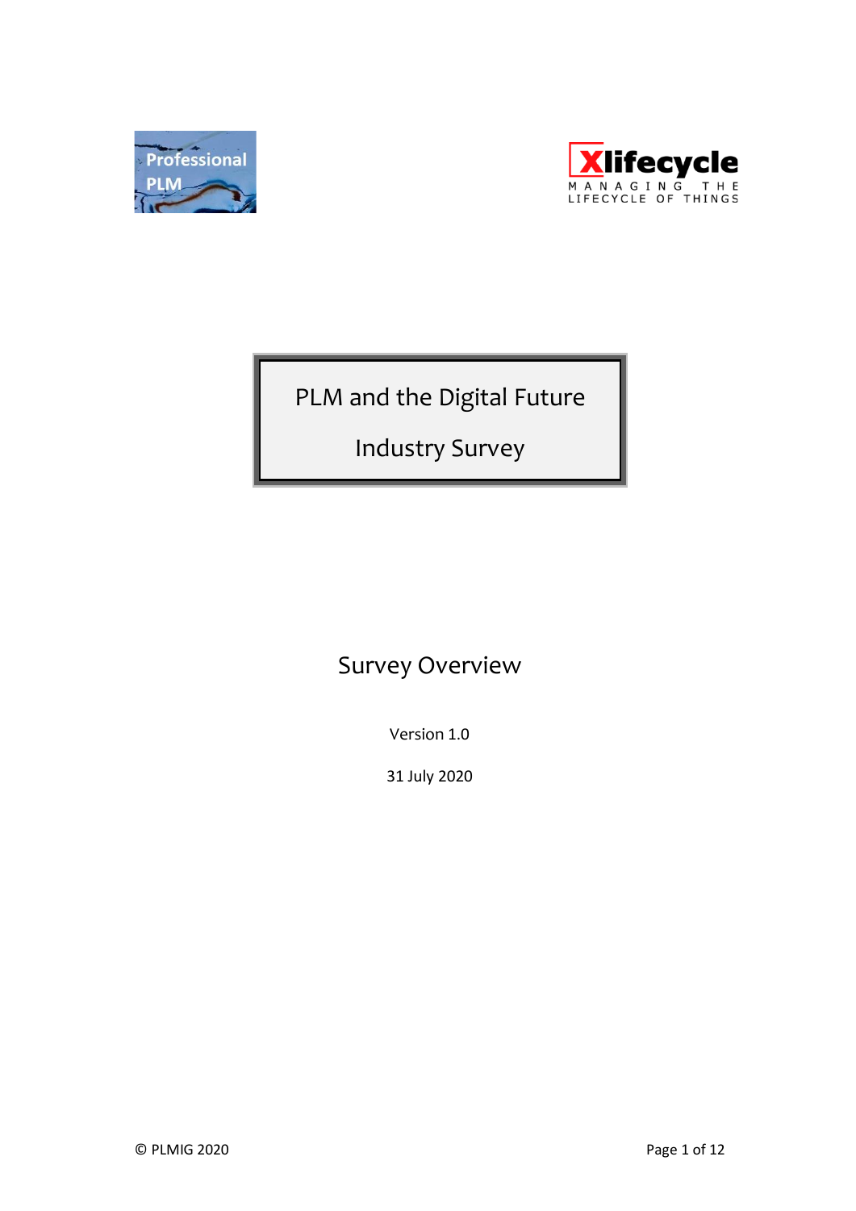# PLM and the Digital Future

# Industry Survey

## Survey Overview

Version 1.0

31 July 2020

© PLMIG 2020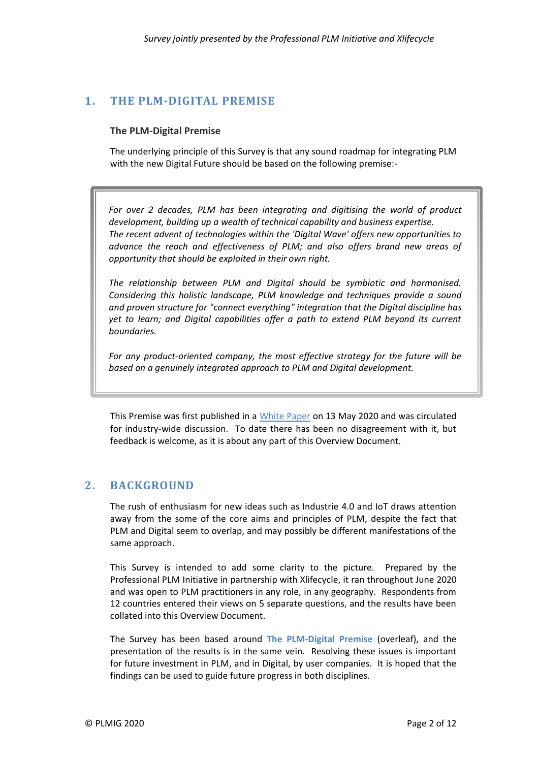## 1. THE PLM-DIGITAL PREMISE

### The PLM-Digital Premise

The underlying principle of this Survey is that any sound roadmap for integrating PLM with the new Digital Future should be based on the following premise:-

> *For over 2 decades, PLM has been integrating and digitising the world of product development, building up a wealth of technical capability and business expertise. The recent advent of technologies within the 'Digital Wave' offers new opportunities to advance the reach and effectiveness of PLM; and also offers brand new areas of opportunity that should be exploited in their own right.*
>
> *The relationship between PLM and Digital should be symbiotic and harmonised. Considering this holistic landscape, PLM knowledge and techniques provide a sound and proven structure for "connect everything" integration that the Digital discipline has yet to learn; and Digital capabilities offer a path to extend PLM beyond its current boundaries.*
>
> *For any product-oriented company, the most effective strategy for the future will be based on a genuinely integrated approach to PLM and Digital development.*

This Premise was first published in a White Paper on 13 May 2020 and was circulated for industry-wide discussion. To date there has been no disagreement with it, but feedback is welcome, as it is about any part of this Overview Document.

## 2. BACKGROUND

The rush of enthusiasm for new ideas such as Industrie 4.0 and IoT draws attention away from the some of the core aims and principles of PLM, despite the fact that PLM and Digital seem to overlap, and may possibly be different manifestations of the same approach.

This Survey is intended to add some clarity to the picture. Prepared by the Professional PLM Initiative in partnership with Xlifecycle, it ran throughout June 2020 and was open to PLM practitioners in any role, in any geography. Respondents from 12 countries entered their views on 5 separate questions, and the results have been collated into this Overview Document.

The Survey has been based around **The PLM-Digital Premise** (overleaf), and the presentation of the results is in the same vein. Resolving these issues is important for future investment in PLM, and in Digital, by user companies. It is hoped that the findings can be used to guide future progress in both disciplines.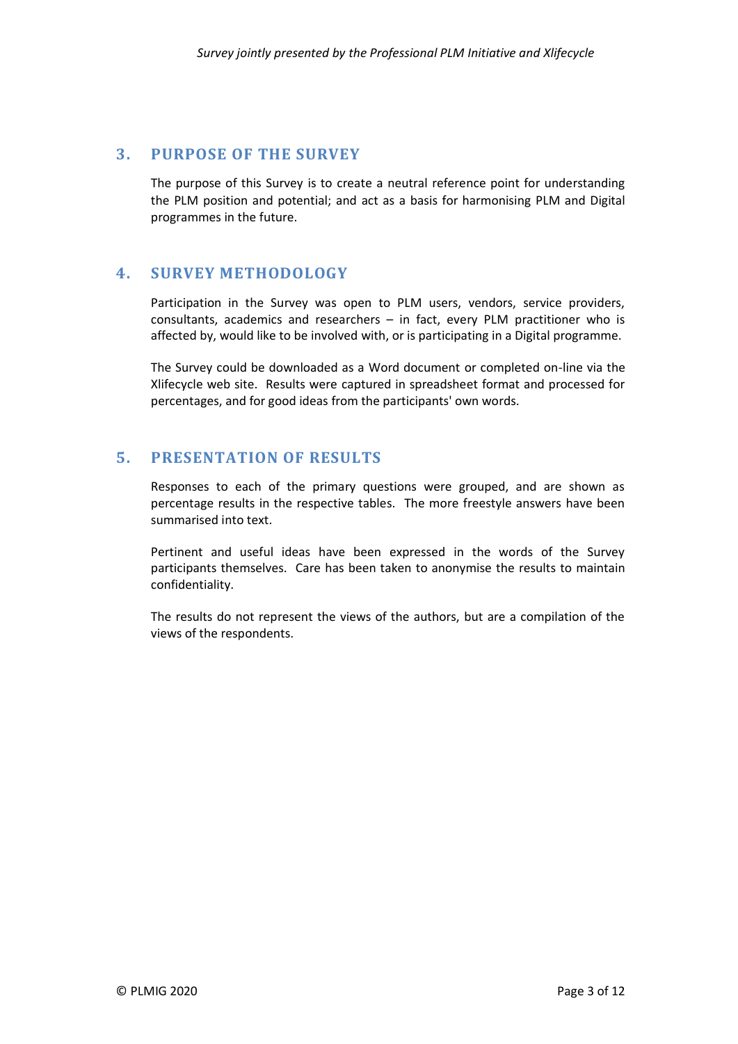## 3. PURPOSE OF THE SURVEY

The purpose of this Survey is to create a neutral reference point for understanding the PLM position and potential; and act as a basis for harmonising PLM and Digital programmes in the future.

## 4. SURVEY METHODOLOGY

Participation in the Survey was open to PLM users, vendors, service providers, consultants, academics and researchers – in fact, every PLM practitioner who is affected by, would like to be involved with, or is participating in a Digital programme.

The Survey could be downloaded as a Word document or completed on-line via the Xlifecycle web site. Results were captured in spreadsheet format and processed for percentages, and for good ideas from the participants' own words.

## 5. PRESENTATION OF RESULTS

Responses to each of the primary questions were grouped, and are shown as percentage results in the respective tables. The more freestyle answers have been summarised into text.

Pertinent and useful ideas have been expressed in the words of the Survey participants themselves. Care has been taken to anonymise the results to maintain confidentiality.

The results do not represent the views of the authors, but are a compilation of the views of the respondents.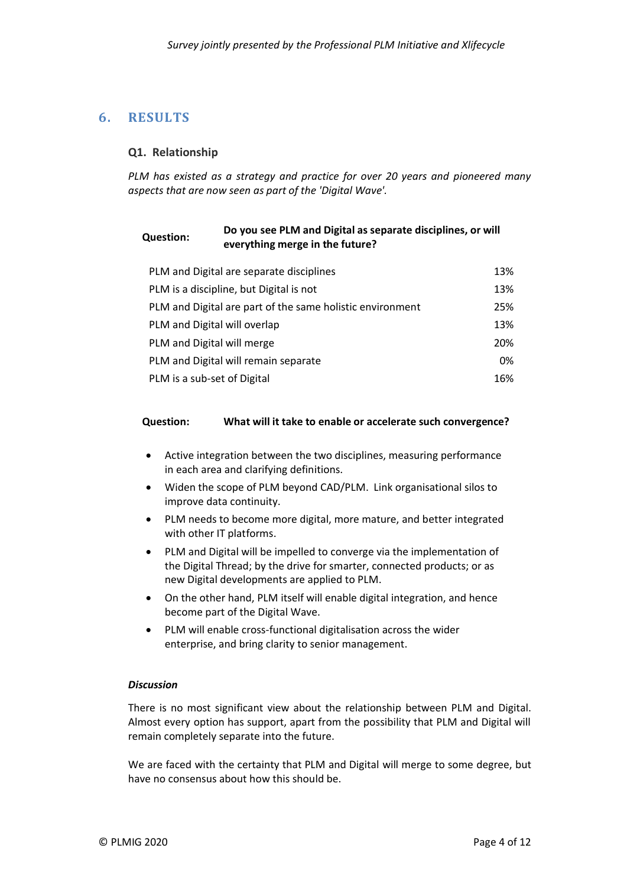## 6. RESULTS

### Q1. Relationship

*PLM has existed as a strategy and practice for over 20 years and pioneered many aspects that are now seen as part of the 'Digital Wave'.*

**Question:** **Do you see PLM and Digital as separate disciplines, or will everything merge in the future?**

| Response | % |
|---|---|
| PLM and Digital are separate disciplines | 13% |
| PLM is a discipline, but Digital is not | 13% |
| PLM and Digital are part of the same holistic environment | 25% |
| PLM and Digital will overlap | 13% |
| PLM and Digital will merge | 20% |
| PLM and Digital will remain separate | 0% |
| PLM is a sub-set of Digital | 16% |

**Question:** **What will it take to enable or accelerate such convergence?**

- Active integration between the two disciplines, measuring performance in each area and clarifying definitions.
- Widen the scope of PLM beyond CAD/PLM. Link organisational silos to improve data continuity.
- PLM needs to become more digital, more mature, and better integrated with other IT platforms.
- PLM and Digital will be impelled to converge via the implementation of the Digital Thread; by the drive for smarter, connected products; or as new Digital developments are applied to PLM.
- On the other hand, PLM itself will enable digital integration, and hence become part of the Digital Wave.
- PLM will enable cross-functional digitalisation across the wider enterprise, and bring clarity to senior management.

***Discussion***

There is no most significant view about the relationship between PLM and Digital. Almost every option has support, apart from the possibility that PLM and Digital will remain completely separate into the future.

We are faced with the certainty that PLM and Digital will merge to some degree, but have no consensus about how this should be.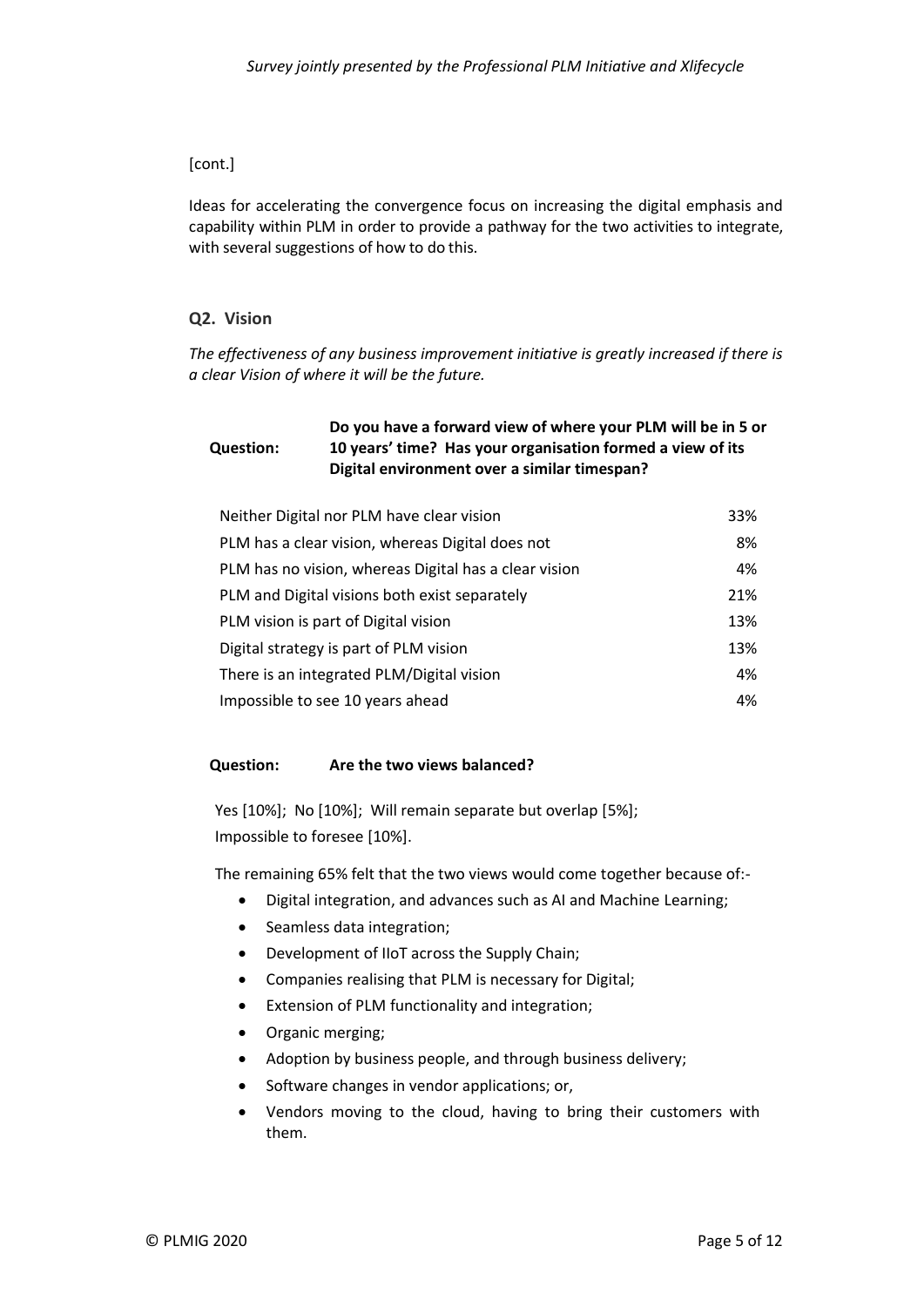[cont.]

Ideas for accelerating the convergence focus on increasing the digital emphasis and capability within PLM in order to provide a pathway for the two activities to integrate, with several suggestions of how to do this.

### Q2. Vision

*The effectiveness of any business improvement initiative is greatly increased if there is a clear Vision of where it will be the future.*

**Question:** **Do you have a forward view of where your PLM will be in 5 or 10 years' time? Has your organisation formed a view of its Digital environment over a similar timespan?**

| | |
|---|---|
| Neither Digital nor PLM have clear vision | 33% |
| PLM has a clear vision, whereas Digital does not | 8% |
| PLM has no vision, whereas Digital has a clear vision | 4% |
| PLM and Digital visions both exist separately | 21% |
| PLM vision is part of Digital vision | 13% |
| Digital strategy is part of PLM vision | 13% |
| There is an integrated PLM/Digital vision | 4% |
| Impossible to see 10 years ahead | 4% |

**Question:** **Are the two views balanced?**

Yes [10%]; No [10%]; Will remain separate but overlap [5%]; Impossible to foresee [10%].

The remaining 65% felt that the two views would come together because of:-

- Digital integration, and advances such as AI and Machine Learning;
- Seamless data integration;
- Development of IIoT across the Supply Chain;
- Companies realising that PLM is necessary for Digital;
- Extension of PLM functionality and integration;
- Organic merging;
- Adoption by business people, and through business delivery;
- Software changes in vendor applications; or,
- Vendors moving to the cloud, having to bring their customers with them.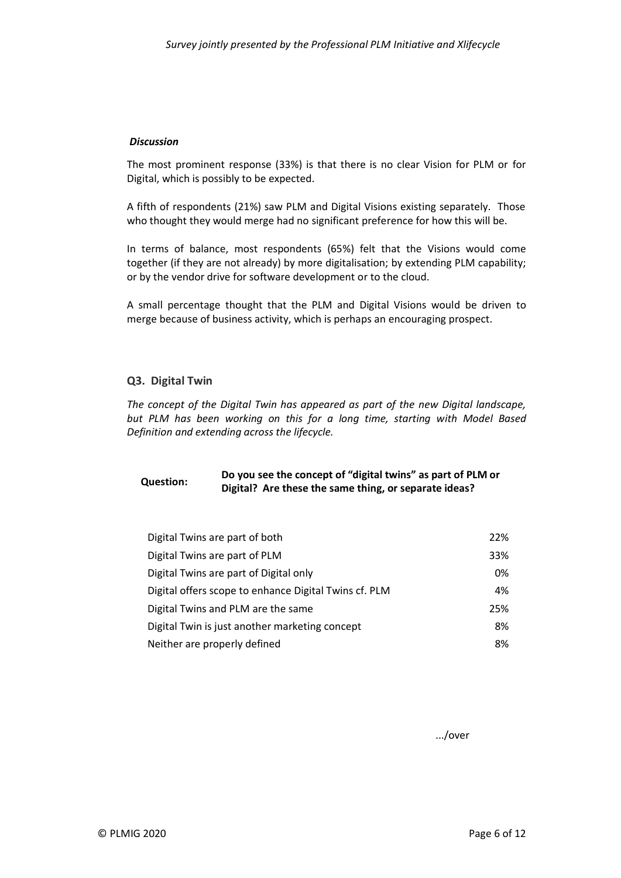***Discussion***

The most prominent response (33%) is that there is no clear Vision for PLM or for Digital, which is possibly to be expected.

A fifth of respondents (21%) saw PLM and Digital Visions existing separately. Those who thought they would merge had no significant preference for how this will be.

In terms of balance, most respondents (65%) felt that the Visions would come together (if they are not already) by more digitalisation; by extending PLM capability; or by the vendor drive for software development or to the cloud.

A small percentage thought that the PLM and Digital Visions would be driven to merge because of business activity, which is perhaps an encouraging prospect.

## Q3. Digital Twin

*The concept of the Digital Twin has appeared as part of the new Digital landscape, but PLM has been working on this for a long time, starting with Model Based Definition and extending across the lifecycle.*

**Question:** **Do you see the concept of "digital twins" as part of PLM or Digital? Are these the same thing, or separate ideas?**

| | |
|---|---|
| Digital Twins are part of both | 22% |
| Digital Twins are part of PLM | 33% |
| Digital Twins are part of Digital only | 0% |
| Digital offers scope to enhance Digital Twins cf. PLM | 4% |
| Digital Twins and PLM are the same | 25% |
| Digital Twin is just another marketing concept | 8% |
| Neither are properly defined | 8% |

.../over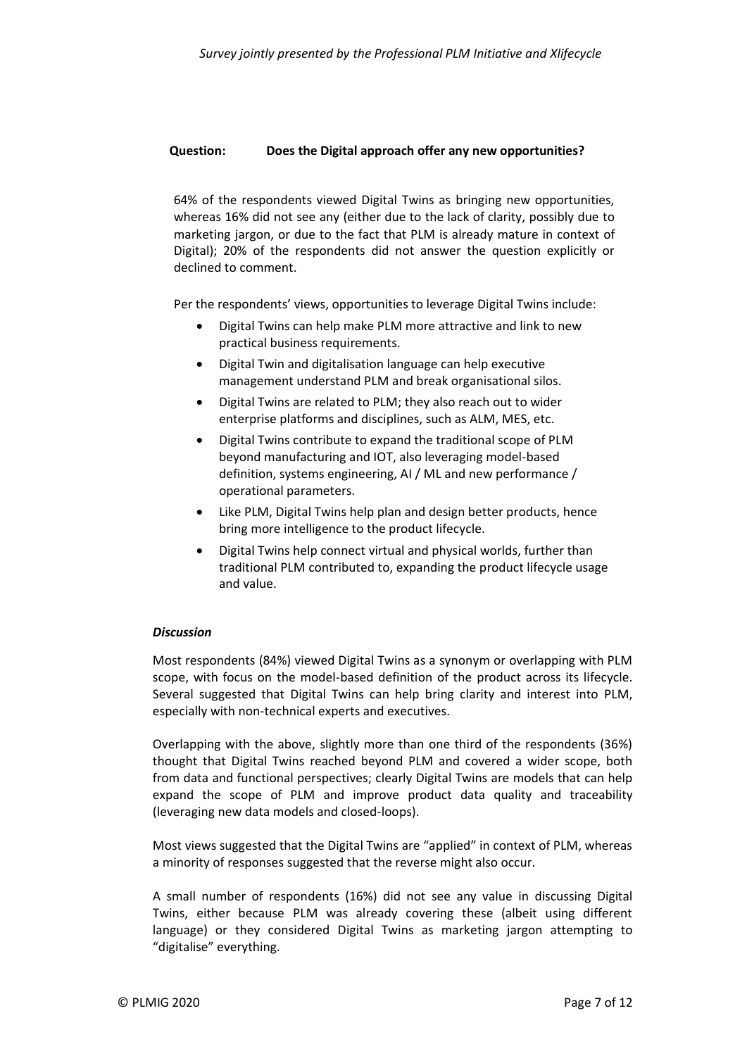**Question: Does the Digital approach offer any new opportunities?**

64% of the respondents viewed Digital Twins as bringing new opportunities, whereas 16% did not see any (either due to the lack of clarity, possibly due to marketing jargon, or due to the fact that PLM is already mature in context of Digital); 20% of the respondents did not answer the question explicitly or declined to comment.

Per the respondents' views, opportunities to leverage Digital Twins include:

- Digital Twins can help make PLM more attractive and link to new practical business requirements.
- Digital Twin and digitalisation language can help executive management understand PLM and break organisational silos.
- Digital Twins are related to PLM; they also reach out to wider enterprise platforms and disciplines, such as ALM, MES, etc.
- Digital Twins contribute to expand the traditional scope of PLM beyond manufacturing and IOT, also leveraging model-based definition, systems engineering, AI / ML and new performance / operational parameters.
- Like PLM, Digital Twins help plan and design better products, hence bring more intelligence to the product lifecycle.
- Digital Twins help connect virtual and physical worlds, further than traditional PLM contributed to, expanding the product lifecycle usage and value.

***Discussion***

Most respondents (84%) viewed Digital Twins as a synonym or overlapping with PLM scope, with focus on the model-based definition of the product across its lifecycle. Several suggested that Digital Twins can help bring clarity and interest into PLM, especially with non-technical experts and executives.

Overlapping with the above, slightly more than one third of the respondents (36%) thought that Digital Twins reached beyond PLM and covered a wider scope, both from data and functional perspectives; clearly Digital Twins are models that can help expand the scope of PLM and improve product data quality and traceability (leveraging new data models and closed-loops).

Most views suggested that the Digital Twins are "applied" in context of PLM, whereas a minority of responses suggested that the reverse might also occur.

A small number of respondents (16%) did not see any value in discussing Digital Twins, either because PLM was already covering these (albeit using different language) or they considered Digital Twins as marketing jargon attempting to "digitalise" everything.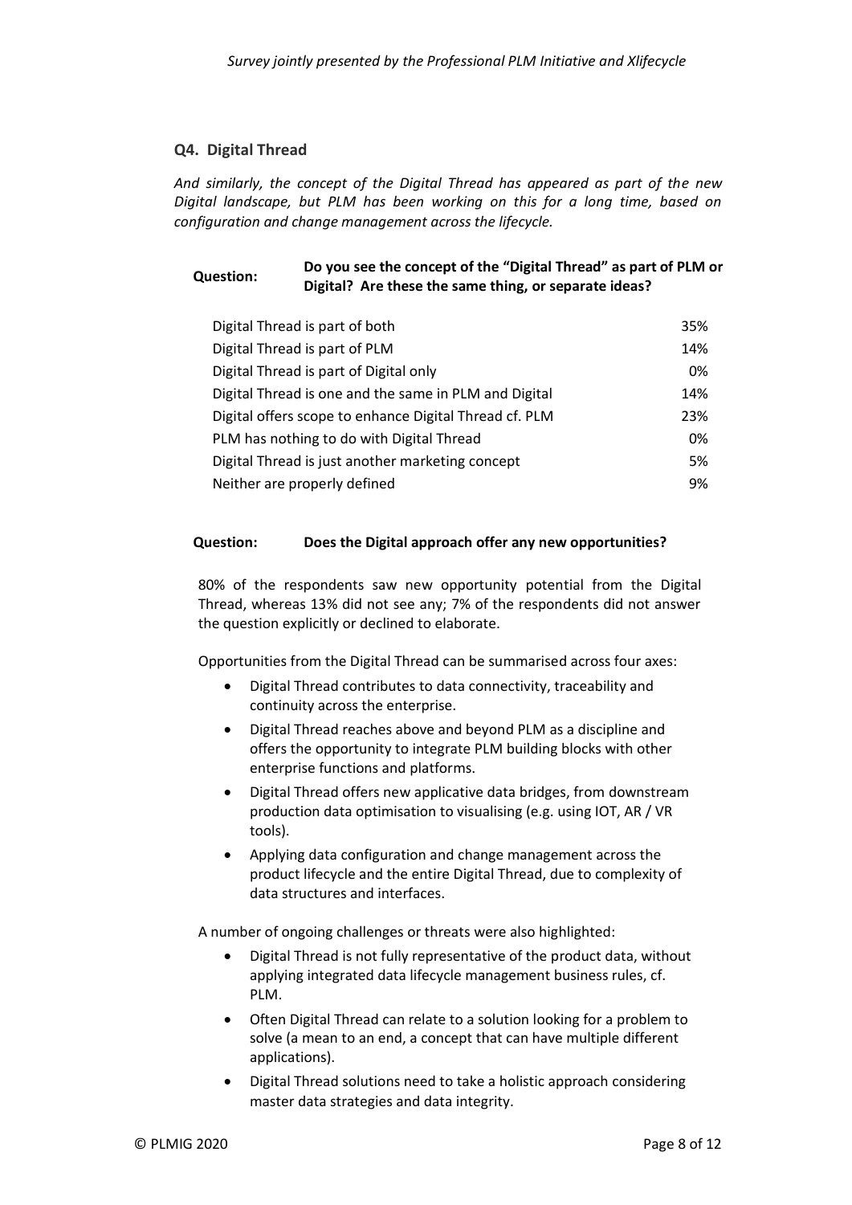## Q4. Digital Thread

*And similarly, the concept of the Digital Thread has appeared as part of the new Digital landscape, but PLM has been working on this for a long time, based on configuration and change management across the lifecycle.*

**Question:** **Do you see the concept of the "Digital Thread" as part of PLM or Digital? Are these the same thing, or separate ideas?**

| Response | % |
|---|---|
| Digital Thread is part of both | 35% |
| Digital Thread is part of PLM | 14% |
| Digital Thread is part of Digital only | 0% |
| Digital Thread is one and the same in PLM and Digital | 14% |
| Digital offers scope to enhance Digital Thread cf. PLM | 23% |
| PLM has nothing to do with Digital Thread | 0% |
| Digital Thread is just another marketing concept | 5% |
| Neither are properly defined | 9% |

**Question:** **Does the Digital approach offer any new opportunities?**

80% of the respondents saw new opportunity potential from the Digital Thread, whereas 13% did not see any; 7% of the respondents did not answer the question explicitly or declined to elaborate.

Opportunities from the Digital Thread can be summarised across four axes:

- Digital Thread contributes to data connectivity, traceability and continuity across the enterprise.
- Digital Thread reaches above and beyond PLM as a discipline and offers the opportunity to integrate PLM building blocks with other enterprise functions and platforms.
- Digital Thread offers new applicative data bridges, from downstream production data optimisation to visualising (e.g. using IOT, AR / VR tools).
- Applying data configuration and change management across the product lifecycle and the entire Digital Thread, due to complexity of data structures and interfaces.

A number of ongoing challenges or threats were also highlighted:

- Digital Thread is not fully representative of the product data, without applying integrated data lifecycle management business rules, cf. PLM.
- Often Digital Thread can relate to a solution looking for a problem to solve (a mean to an end, a concept that can have multiple different applications).
- Digital Thread solutions need to take a holistic approach considering master data strategies and data integrity.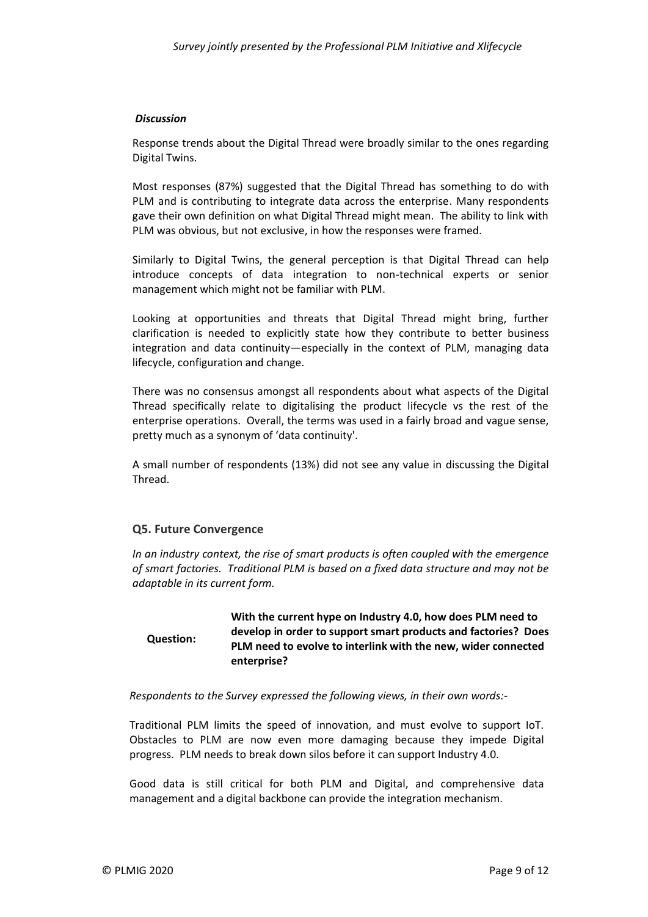***Discussion***

Response trends about the Digital Thread were broadly similar to the ones regarding Digital Twins.

Most responses (87%) suggested that the Digital Thread has something to do with PLM and is contributing to integrate data across the enterprise. Many respondents gave their own definition on what Digital Thread might mean. The ability to link with PLM was obvious, but not exclusive, in how the responses were framed.

Similarly to Digital Twins, the general perception is that Digital Thread can help introduce concepts of data integration to non-technical experts or senior management which might not be familiar with PLM.

Looking at opportunities and threats that Digital Thread might bring, further clarification is needed to explicitly state how they contribute to better business integration and data continuity—especially in the context of PLM, managing data lifecycle, configuration and change.

There was no consensus amongst all respondents about what aspects of the Digital Thread specifically relate to digitalising the product lifecycle vs the rest of the enterprise operations. Overall, the terms was used in a fairly broad and vague sense, pretty much as a synonym of 'data continuity'.

A small number of respondents (13%) did not see any value in discussing the Digital Thread.

### Q5. Future Convergence

*In an industry context, the rise of smart products is often coupled with the emergence of smart factories. Traditional PLM is based on a fixed data structure and may not be adaptable in its current form.*

**Question:** **With the current hype on Industry 4.0, how does PLM need to develop in order to support smart products and factories? Does PLM need to evolve to interlink with the new, wider connected enterprise?**

*Respondents to the Survey expressed the following views, in their own words:-*

Traditional PLM limits the speed of innovation, and must evolve to support IoT. Obstacles to PLM are now even more damaging because they impede Digital progress. PLM needs to break down silos before it can support Industry 4.0.

Good data is still critical for both PLM and Digital, and comprehensive data management and a digital backbone can provide the integration mechanism.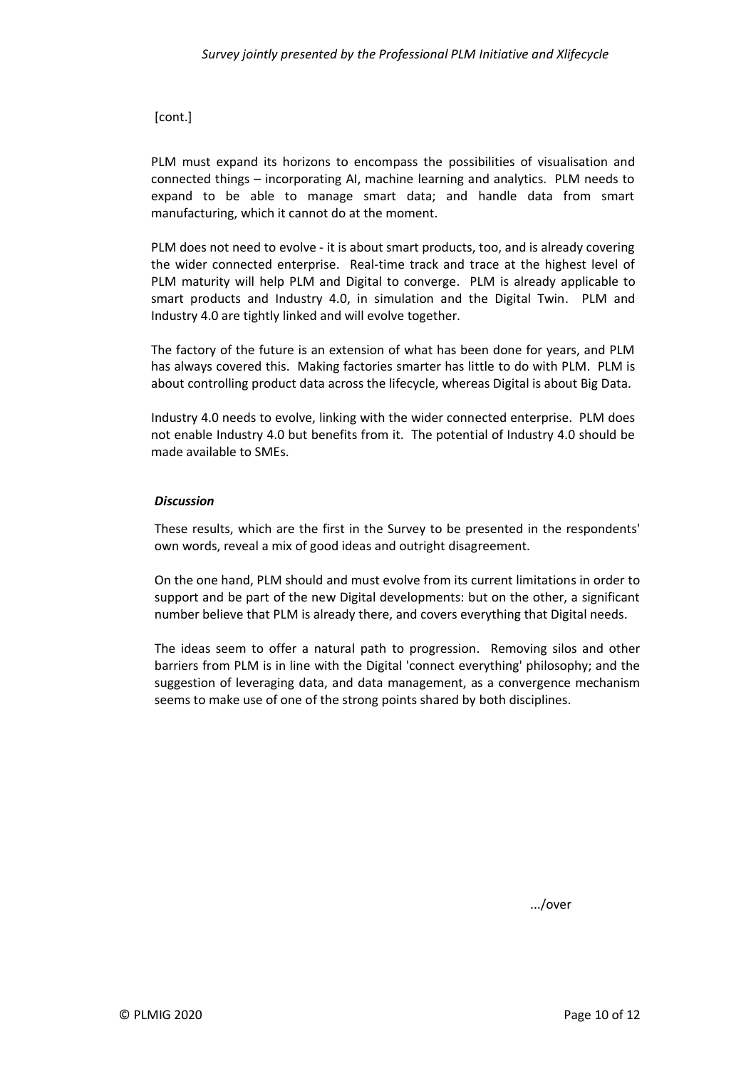[cont.]

PLM must expand its horizons to encompass the possibilities of visualisation and connected things – incorporating AI, machine learning and analytics. PLM needs to expand to be able to manage smart data; and handle data from smart manufacturing, which it cannot do at the moment.

PLM does not need to evolve - it is about smart products, too, and is already covering the wider connected enterprise. Real-time track and trace at the highest level of PLM maturity will help PLM and Digital to converge. PLM is already applicable to smart products and Industry 4.0, in simulation and the Digital Twin. PLM and Industry 4.0 are tightly linked and will evolve together.

The factory of the future is an extension of what has been done for years, and PLM has always covered this. Making factories smarter has little to do with PLM. PLM is about controlling product data across the lifecycle, whereas Digital is about Big Data.

Industry 4.0 needs to evolve, linking with the wider connected enterprise. PLM does not enable Industry 4.0 but benefits from it. The potential of Industry 4.0 should be made available to SMEs.

***Discussion***

These results, which are the first in the Survey to be presented in the respondents' own words, reveal a mix of good ideas and outright disagreement.

On the one hand, PLM should and must evolve from its current limitations in order to support and be part of the new Digital developments: but on the other, a significant number believe that PLM is already there, and covers everything that Digital needs.

The ideas seem to offer a natural path to progression. Removing silos and other barriers from PLM is in line with the Digital 'connect everything' philosophy; and the suggestion of leveraging data, and data management, as a convergence mechanism seems to make use of one of the strong points shared by both disciplines.

.../over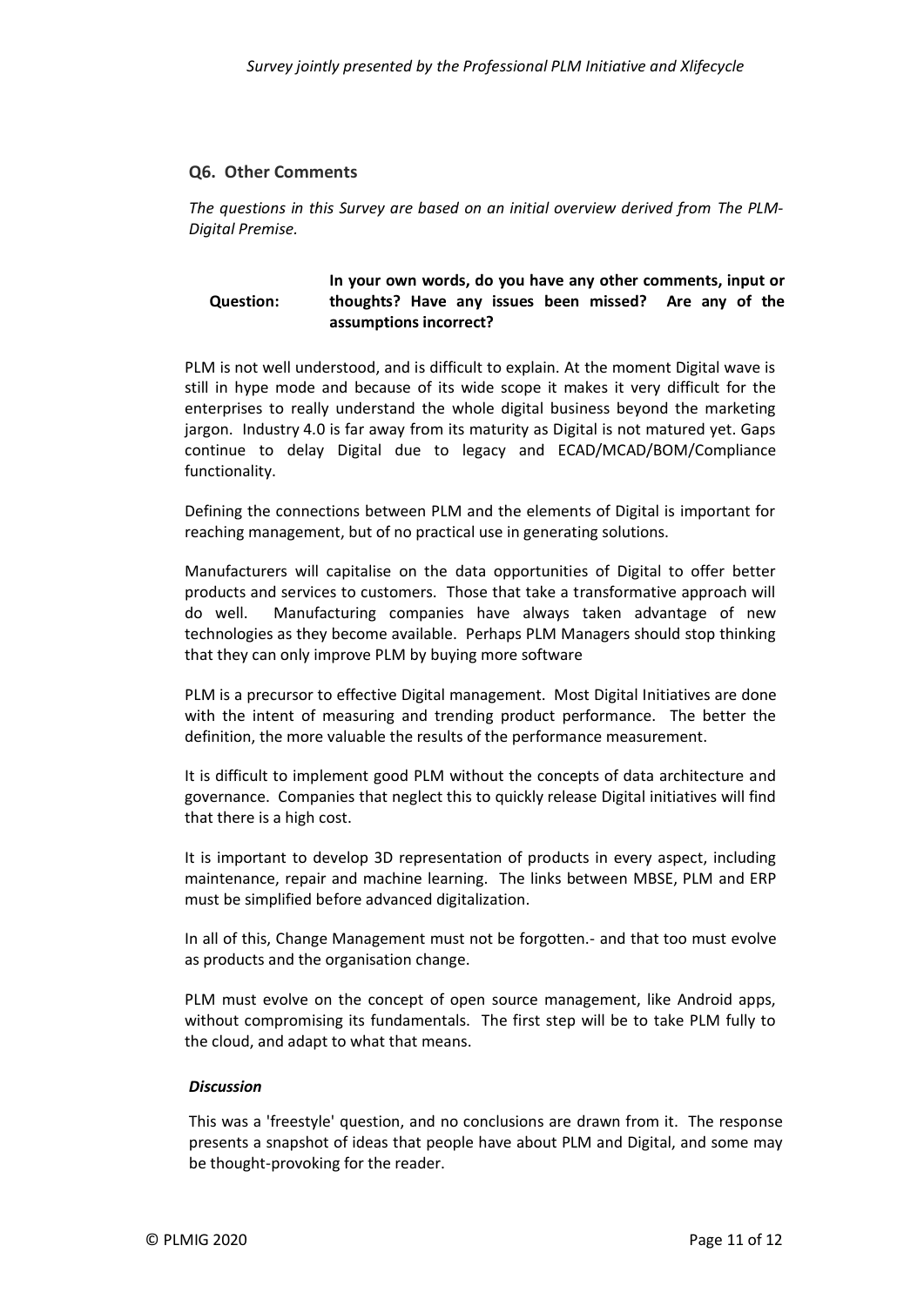### Q6. Other Comments

*The questions in this Survey are based on an initial overview derived from The PLM-Digital Premise.*

**Question:** **In your own words, do you have any other comments, input or thoughts? Have any issues been missed? Are any of the assumptions incorrect?**

PLM is not well understood, and is difficult to explain. At the moment Digital wave is still in hype mode and because of its wide scope it makes it very difficult for the enterprises to really understand the whole digital business beyond the marketing jargon. Industry 4.0 is far away from its maturity as Digital is not matured yet. Gaps continue to delay Digital due to legacy and ECAD/MCAD/BOM/Compliance functionality.

Defining the connections between PLM and the elements of Digital is important for reaching management, but of no practical use in generating solutions.

Manufacturers will capitalise on the data opportunities of Digital to offer better products and services to customers. Those that take a transformative approach will do well. Manufacturing companies have always taken advantage of new technologies as they become available. Perhaps PLM Managers should stop thinking that they can only improve PLM by buying more software

PLM is a precursor to effective Digital management. Most Digital Initiatives are done with the intent of measuring and trending product performance. The better the definition, the more valuable the results of the performance measurement.

It is difficult to implement good PLM without the concepts of data architecture and governance. Companies that neglect this to quickly release Digital initiatives will find that there is a high cost.

It is important to develop 3D representation of products in every aspect, including maintenance, repair and machine learning. The links between MBSE, PLM and ERP must be simplified before advanced digitalization.

In all of this, Change Management must not be forgotten.- and that too must evolve as products and the organisation change.

PLM must evolve on the concept of open source management, like Android apps, without compromising its fundamentals. The first step will be to take PLM fully to the cloud, and adapt to what that means.

***Discussion***

This was a 'freestyle' question, and no conclusions are drawn from it. The response presents a snapshot of ideas that people have about PLM and Digital, and some may be thought-provoking for the reader.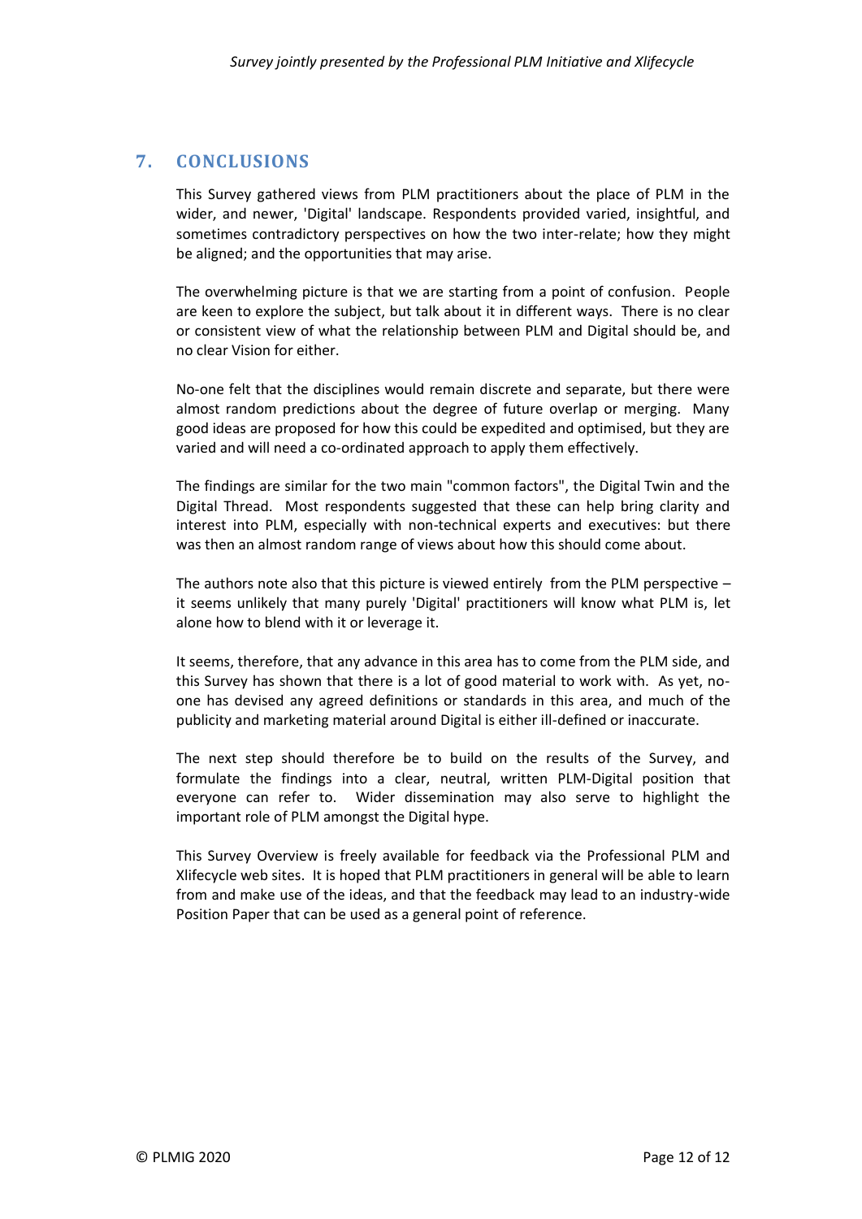## 7. CONCLUSIONS

This Survey gathered views from PLM practitioners about the place of PLM in the wider, and newer, 'Digital' landscape. Respondents provided varied, insightful, and sometimes contradictory perspectives on how the two inter-relate; how they might be aligned; and the opportunities that may arise.

The overwhelming picture is that we are starting from a point of confusion. People are keen to explore the subject, but talk about it in different ways. There is no clear or consistent view of what the relationship between PLM and Digital should be, and no clear Vision for either.

No-one felt that the disciplines would remain discrete and separate, but there were almost random predictions about the degree of future overlap or merging. Many good ideas are proposed for how this could be expedited and optimised, but they are varied and will need a co-ordinated approach to apply them effectively.

The findings are similar for the two main "common factors", the Digital Twin and the Digital Thread. Most respondents suggested that these can help bring clarity and interest into PLM, especially with non-technical experts and executives: but there was then an almost random range of views about how this should come about.

The authors note also that this picture is viewed entirely from the PLM perspective – it seems unlikely that many purely 'Digital' practitioners will know what PLM is, let alone how to blend with it or leverage it.

It seems, therefore, that any advance in this area has to come from the PLM side, and this Survey has shown that there is a lot of good material to work with. As yet, no-one has devised any agreed definitions or standards in this area, and much of the publicity and marketing material around Digital is either ill-defined or inaccurate.

The next step should therefore be to build on the results of the Survey, and formulate the findings into a clear, neutral, written PLM-Digital position that everyone can refer to. Wider dissemination may also serve to highlight the important role of PLM amongst the Digital hype.

This Survey Overview is freely available for feedback via the Professional PLM and Xlifecycle web sites. It is hoped that PLM practitioners in general will be able to learn from and make use of the ideas, and that the feedback may lead to an industry-wide Position Paper that can be used as a general point of reference.